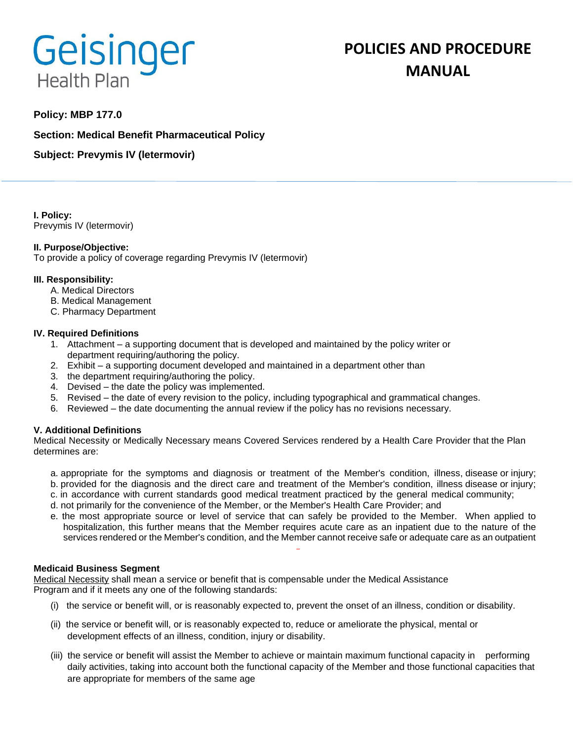# Geisinger Health Plan

# POLICIES AND PROCEDURE MANUAL

**Policy: MBP 177.0**

**Section: Medical Benefit Pharmaceutical Policy**

**Subject: Prevymis IV (letermovir)**

**I. Policy:**
Prevymis IV (letermovir)

**II. Purpose/Objective:**
To provide a policy of coverage regarding Prevymis IV (letermovir)

**III. Responsibility:**

A. Medical Directors
B. Medical Management
C. Pharmacy Department

**IV. Required Definitions**

1. Attachment – a supporting document that is developed and maintained by the policy writer or department requiring/authoring the policy.
2. Exhibit – a supporting document developed and maintained in a department other than
3. the department requiring/authoring the policy.
4. Devised – the date the policy was implemented.
5. Revised – the date of every revision to the policy, including typographical and grammatical changes.
6. Reviewed – the date documenting the annual review if the policy has no revisions necessary.

**V. Additional Definitions**
Medical Necessity or Medically Necessary means Covered Services rendered by a Health Care Provider that the Plan determines are:

a. appropriate for the symptoms and diagnosis or treatment of the Member's condition, illness, disease or injury;
b. provided for the diagnosis and the direct care and treatment of the Member's condition, illness disease or injury;
c. in accordance with current standards good medical treatment practiced by the general medical community;
d. not primarily for the convenience of the Member, or the Member's Health Care Provider; and
e. the most appropriate source or level of service that can safely be provided to the Member. When applied to hospitalization, this further means that the Member requires acute care as an inpatient due to the nature of the services rendered or the Member's condition, and the Member cannot receive safe or adequate care as an outpatient

**Medicaid Business Segment**
Medical Necessity shall mean a service or benefit that is compensable under the Medical Assistance Program and if it meets any one of the following standards:

(i) the service or benefit will, or is reasonably expected to, prevent the onset of an illness, condition or disability.

(ii) the service or benefit will, or is reasonably expected to, reduce or ameliorate the physical, mental or development effects of an illness, condition, injury or disability.

(iii) the service or benefit will assist the Member to achieve or maintain maximum functional capacity in performing daily activities, taking into account both the functional capacity of the Member and those functional capacities that are appropriate for members of the same age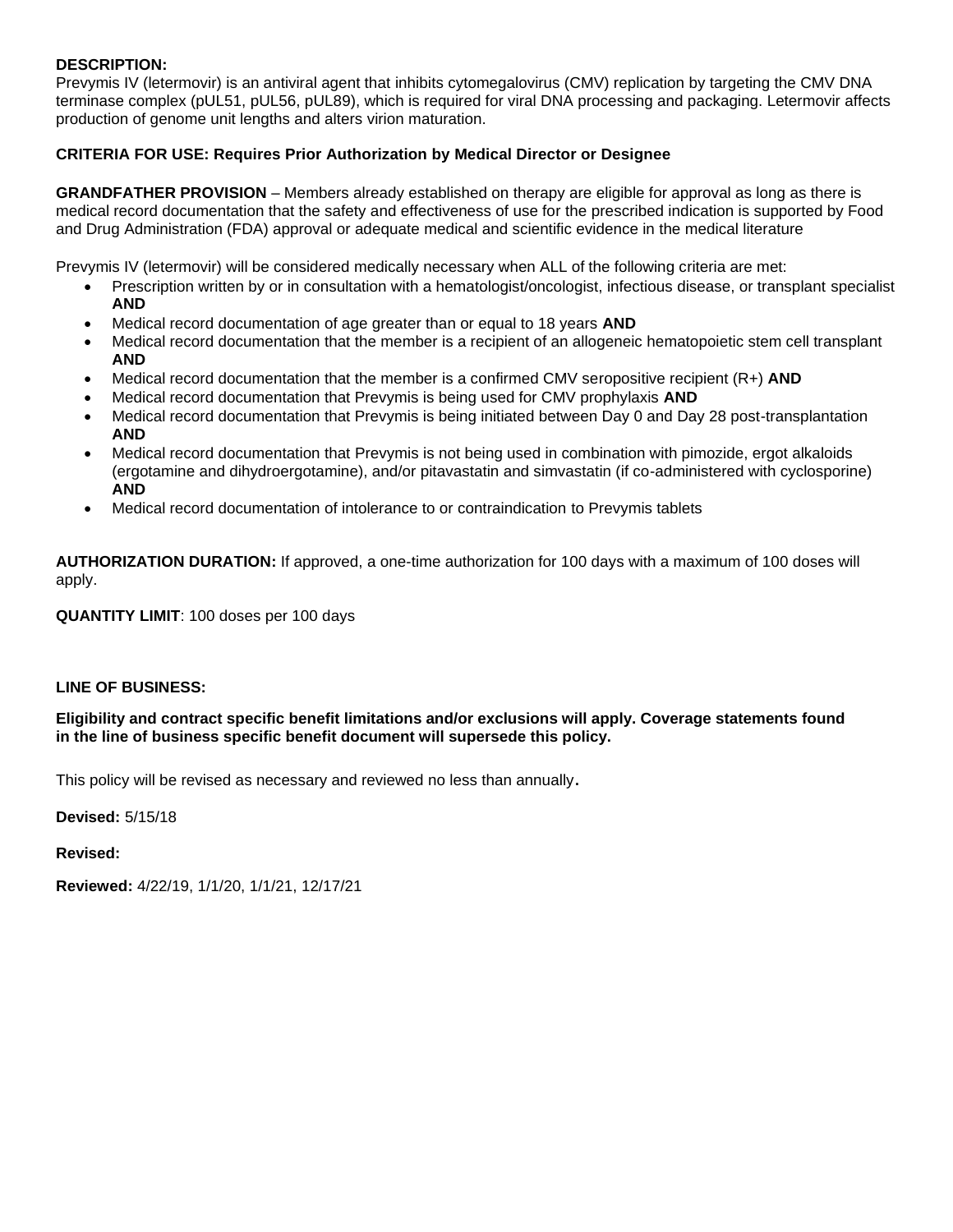**DESCRIPTION:**
Prevymis IV (letermovir) is an antiviral agent that inhibits cytomegalovirus (CMV) replication by targeting the CMV DNA terminase complex (pUL51, pUL56, pUL89), which is required for viral DNA processing and packaging. Letermovir affects production of genome unit lengths and alters virion maturation.

**CRITERIA FOR USE: Requires Prior Authorization by Medical Director or Designee**

**GRANDFATHER PROVISION** – Members already established on therapy are eligible for approval as long as there is medical record documentation that the safety and effectiveness of use for the prescribed indication is supported by Food and Drug Administration (FDA) approval or adequate medical and scientific evidence in the medical literature

Prevymis IV (letermovir) will be considered medically necessary when ALL of the following criteria are met:

- Prescription written by or in consultation with a hematologist/oncologist, infectious disease, or transplant specialist **AND**
- Medical record documentation of age greater than or equal to 18 years **AND**
- Medical record documentation that the member is a recipient of an allogeneic hematopoietic stem cell transplant **AND**
- Medical record documentation that the member is a confirmed CMV seropositive recipient (R+) **AND**
- Medical record documentation that Prevymis is being used for CMV prophylaxis **AND**
- Medical record documentation that Prevymis is being initiated between Day 0 and Day 28 post-transplantation **AND**
- Medical record documentation that Prevymis is not being used in combination with pimozide, ergot alkaloids (ergotamine and dihydroergotamine), and/or pitavastatin and simvastatin (if co-administered with cyclosporine) **AND**
- Medical record documentation of intolerance to or contraindication to Prevymis tablets

**AUTHORIZATION DURATION:** If approved, a one-time authorization for 100 days with a maximum of 100 doses will apply.

**QUANTITY LIMIT**: 100 doses per 100 days

**LINE OF BUSINESS:**

**Eligibility and contract specific benefit limitations and/or exclusions will apply. Coverage statements found in the line of business specific benefit document will supersede this policy.**

This policy will be revised as necessary and reviewed no less than annually.

**Devised:** 5/15/18

**Revised:**

**Reviewed:** 4/22/19, 1/1/20, 1/1/21, 12/17/21